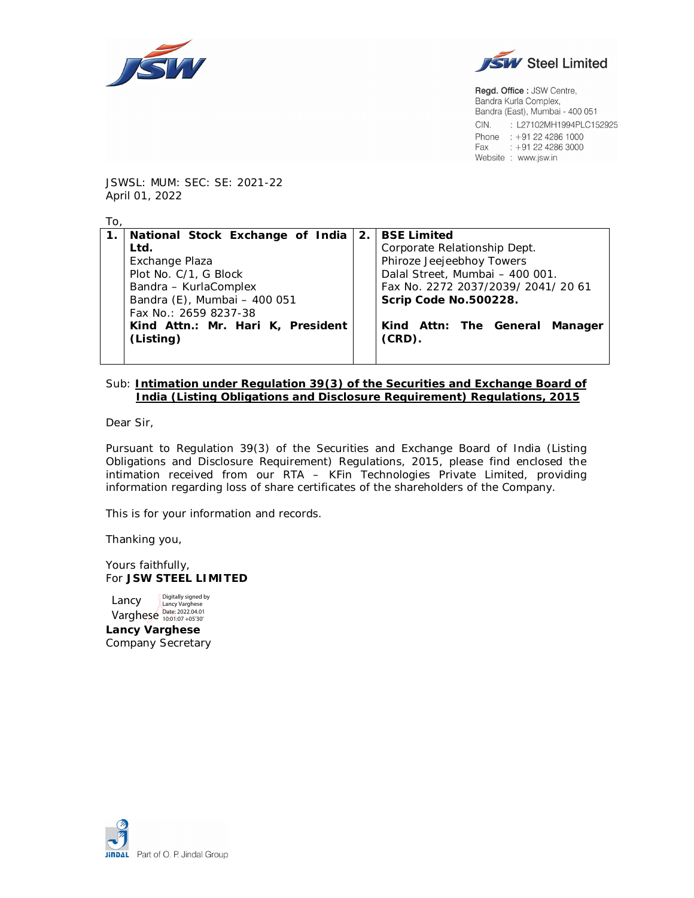JSW Steel Limited

Regd. Office : JSW Centre,
Bandra Kurla Complex,
Bandra (East), Mumbai - 400 051
CIN. : L27102MH1994PLC152925
Phone : +91 22 4286 1000
Fax : +91 22 4286 3000
Website : www.jsw.in

JSWSL: MUM: SEC: SE: 2021-22
April 01, 2022

To,

| | | | |
|---|---|---|---|
| **1.** | **National Stock Exchange of India Ltd.**<br>Exchange Plaza<br>Plot No. C/1, G Block<br>Bandra – KurlaComplex<br>Bandra (E), Mumbai – 400 051<br>Fax No.: 2659 8237-38<br>**Kind Attn.: Mr. Hari K, President (Listing)** | **2.** | **BSE Limited**<br>Corporate Relationship Dept.<br>Phiroze Jeejeebhoy Towers<br>Dalal Street, Mumbai – 400 001.<br>Fax No. 2272 2037/2039/ 2041/ 20 61<br>**Scrip Code No.500228.**<br>**Kind Attn: The General Manager (CRD).** |

Sub: **Intimation under Regulation 39(3) of the Securities and Exchange Board of India (Listing Obligations and Disclosure Requirement) Regulations, 2015**

Dear Sir,

Pursuant to Regulation 39(3) of the Securities and Exchange Board of India (Listing Obligations and Disclosure Requirement) Regulations, 2015, please find enclosed the intimation received from our RTA – KFin Technologies Private Limited, providing information regarding loss of share certificates of the shareholders of the Company.

This is for your information and records.

Thanking you,

Yours faithfully,
For **JSW STEEL LIMITED**

Lancy Varghese
Digitally signed by Lancy Varghese
Date: 2022.04.01 10:01:07 +05'30'

**Lancy Varghese**
Company Secretary

Part of O. P. Jindal Group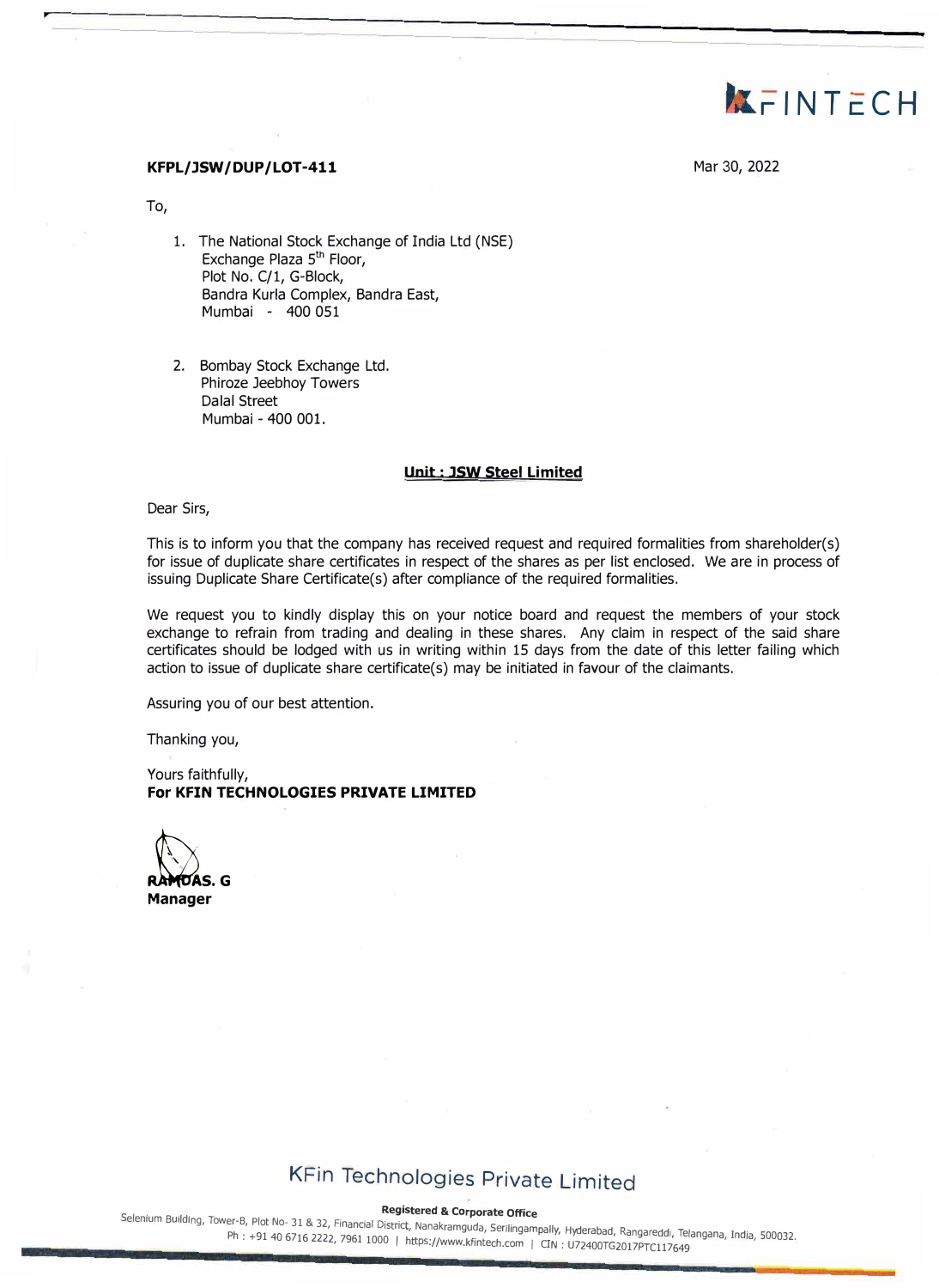KFINTECH

**KFPL/JSW/DUP/LOT-411**

Mar 30, 2022

To,

1. The National Stock Exchange of India Ltd (NSE)
   Exchange Plaza 5th Floor,
   Plot No. C/1, G-Block,
   Bandra Kurla Complex, Bandra East,
   Mumbai - 400 051

2. Bombay Stock Exchange Ltd.
   Phiroze Jeebhoy Towers
   Dalal Street
   Mumbai - 400 001.

**Unit : JSW Steel Limited**

Dear Sirs,

This is to inform you that the company has received request and required formalities from shareholder(s) for issue of duplicate share certificates in respect of the shares as per list enclosed. We are in process of issuing Duplicate Share Certificate(s) after compliance of the required formalities.

We request you to kindly display this on your notice board and request the members of your stock exchange to refrain from trading and dealing in these shares. Any claim in respect of the said share certificates should be lodged with us in writing within 15 days from the date of this letter failing which action to issue of duplicate share certificate(s) may be initiated in favour of the claimants.

Assuring you of our best attention.

Thanking you,

Yours faithfully,
**For KFIN TECHNOLOGIES PRIVATE LIMITED**

**RAMDAS. G**
**Manager**

KFin Technologies Private Limited

**Registered & Corporate Office**
Selenium Building, Tower-B, Plot No- 31 & 32, Financial District, Nanakramguda, Serilingampally, Hyderabad, Rangareddi, Telangana, India, 500032.
Ph : +91 40 6716 2222, 7961 1000 | https://www.kfintech.com | CIN : U72400TG2017PTC117649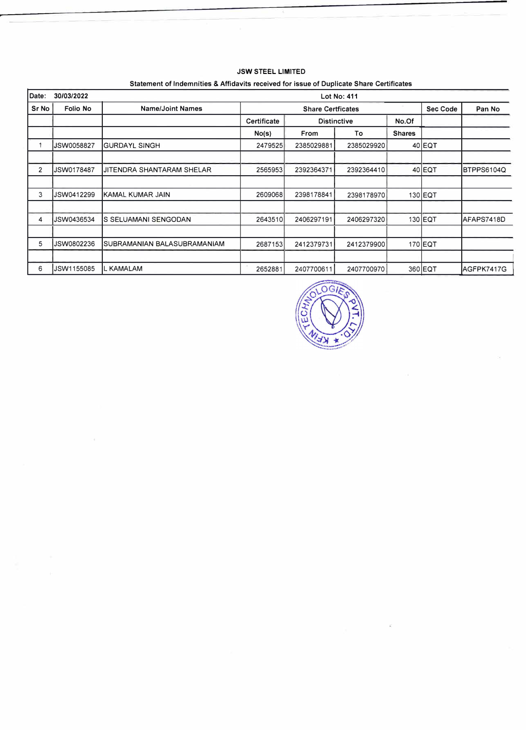**JSW STEEL LIMITED**

**Statement of Indemnities & Affidavits received for issue of Duplicate Share Certificates**

| Date: 30/03/2022 | | | Lot No: 411 | | | | | |
|---|---|---|---|---|---|---|---|---|
| Sr No | Folio No | Name/Joint Names | Share Certficates | | | | Sec Code | Pan No |
| | | | Certificate | Distinctive | | No.Of | | |
| | | | No(s) | From | To | Shares | | |
| 1 | JSW0058827 | GURDAYL SINGH | 2479525 | 2385029881 | 2385029920 | 40 | EQT | |
| 2 | JSW0178487 | JITENDRA SHANTARAM SHELAR | 2565953 | 2392364371 | 2392364410 | 40 | EQT | BTPPS6104Q |
| 3 | JSW0412299 | KAMAL KUMAR JAIN | 2609068 | 2398178841 | 2398178970 | 130 | EQT | |
| 4 | JSW0436534 | S SELUAMANI SENGODAN | 2643510 | 2406297191 | 2406297320 | 130 | EQT | AFAPS7418D |
| 5 | JSW0802236 | SUBRAMANIAN BALASUBRAMANIAM | 2687153 | 2412379731 | 2412379900 | 170 | EQT | |
| 6 | JSW1155085 | L KAMALAM | 2652881 | 2407700611 | 2407700970 | 360 | EQT | AGFPK7417G |

KFIN TECHNOLOGIES PVT. LTD.